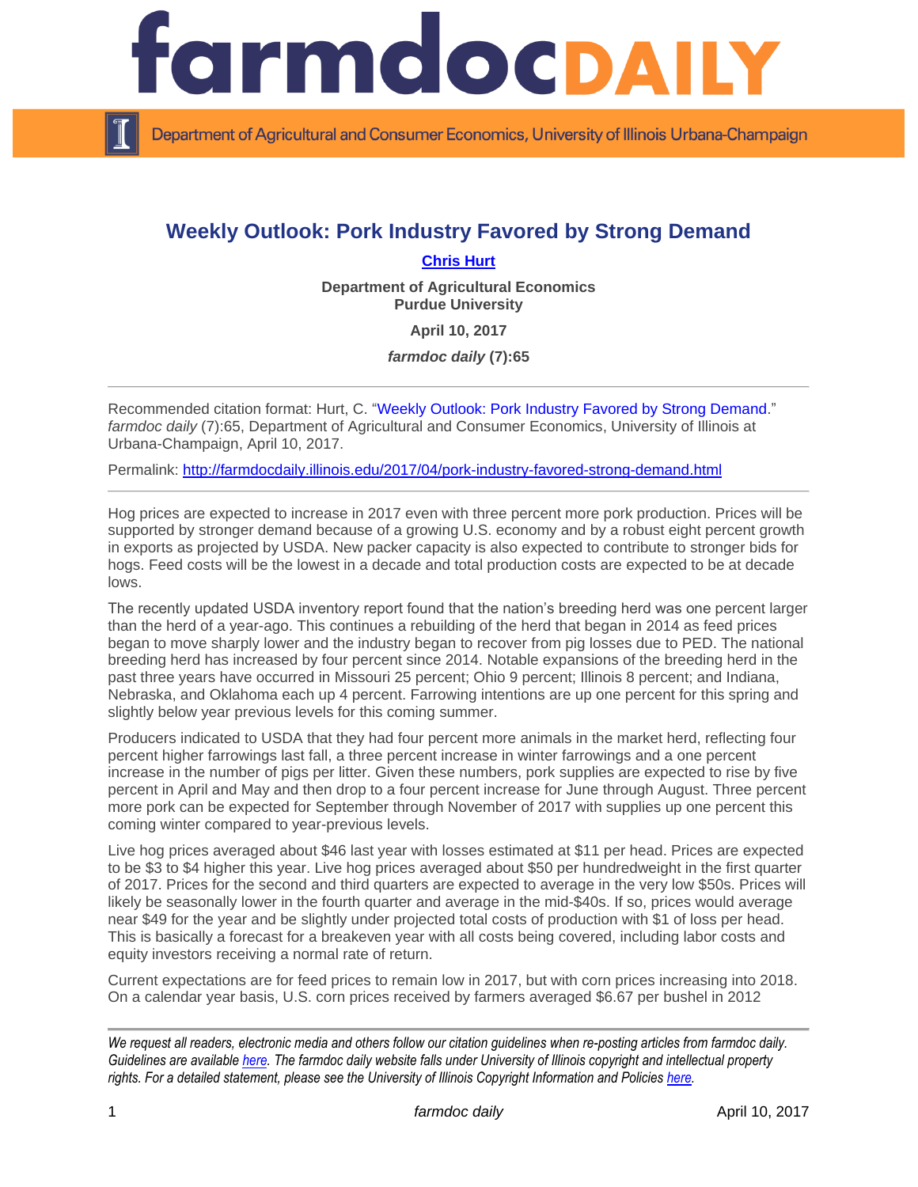# farmdoc DAILY

Department of Agricultural and Consumer Economics, University of Illinois Urbana-Champaign

## Weekly Outlook: Pork Industry Favored by Strong Demand

**Chris Hurt**

**Department of Agricultural Economics**
**Purdue University**

**April 10, 2017**

***farmdoc daily* (7):65**

---

Recommended citation format: Hurt, C. "Weekly Outlook: Pork Industry Favored by Strong Demand." *farmdoc daily* (7):65, Department of Agricultural and Consumer Economics, University of Illinois at Urbana-Champaign, April 10, 2017.

Permalink: http://farmdocdaily.illinois.edu/2017/04/pork-industry-favored-strong-demand.html

---

Hog prices are expected to increase in 2017 even with three percent more pork production. Prices will be supported by stronger demand because of a growing U.S. economy and by a robust eight percent growth in exports as projected by USDA. New packer capacity is also expected to contribute to stronger bids for hogs. Feed costs will be the lowest in a decade and total production costs are expected to be at decade lows.

The recently updated USDA inventory report found that the nation's breeding herd was one percent larger than the herd of a year-ago. This continues a rebuilding of the herd that began in 2014 as feed prices began to move sharply lower and the industry began to recover from pig losses due to PED. The national breeding herd has increased by four percent since 2014. Notable expansions of the breeding herd in the past three years have occurred in Missouri 25 percent; Ohio 9 percent; Illinois 8 percent; and Indiana, Nebraska, and Oklahoma each up 4 percent. Farrowing intentions are up one percent for this spring and slightly below year previous levels for this coming summer.

Producers indicated to USDA that they had four percent more animals in the market herd, reflecting four percent higher farrowings last fall, a three percent increase in winter farrowings and a one percent increase in the number of pigs per litter. Given these numbers, pork supplies are expected to rise by five percent in April and May and then drop to a four percent increase for June through August. Three percent more pork can be expected for September through November of 2017 with supplies up one percent this coming winter compared to year-previous levels.

Live hog prices averaged about $46 last year with losses estimated at $11 per head. Prices are expected to be $3 to $4 higher this year. Live hog prices averaged about $50 per hundredweight in the first quarter of 2017. Prices for the second and third quarters are expected to average in the very low $50s. Prices will likely be seasonally lower in the fourth quarter and average in the mid-$40s. If so, prices would average near $49 for the year and be slightly under projected total costs of production with $1 of loss per head. This is basically a forecast for a breakeven year with all costs being covered, including labor costs and equity investors receiving a normal rate of return.

Current expectations are for feed prices to remain low in 2017, but with corn prices increasing into 2018. On a calendar year basis, U.S. corn prices received by farmers averaged $6.67 per bushel in 2012

---

*We request all readers, electronic media and others follow our citation guidelines when re-posting articles from farmdoc daily. Guidelines are available here. The farmdoc daily website falls under University of Illinois copyright and intellectual property rights. For a detailed statement, please see the University of Illinois Copyright Information and Policies here.*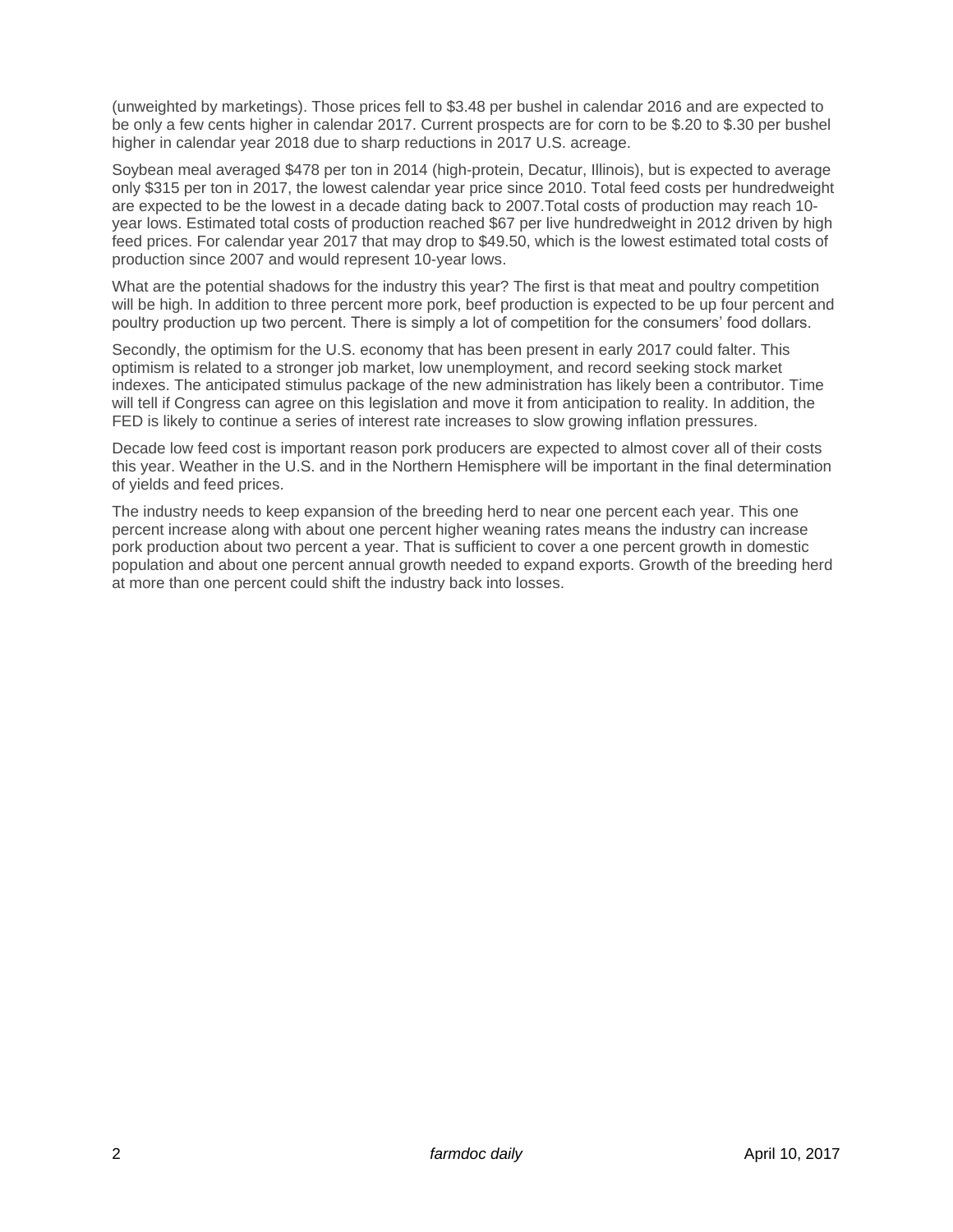(unweighted by marketings). Those prices fell to $3.48 per bushel in calendar 2016 and are expected to be only a few cents higher in calendar 2017. Current prospects are for corn to be $.20 to $.30 per bushel higher in calendar year 2018 due to sharp reductions in 2017 U.S. acreage.

Soybean meal averaged $478 per ton in 2014 (high-protein, Decatur, Illinois), but is expected to average only $315 per ton in 2017, the lowest calendar year price since 2010. Total feed costs per hundredweight are expected to be the lowest in a decade dating back to 2007.Total costs of production may reach 10-year lows. Estimated total costs of production reached $67 per live hundredweight in 2012 driven by high feed prices. For calendar year 2017 that may drop to $49.50, which is the lowest estimated total costs of production since 2007 and would represent 10-year lows.

What are the potential shadows for the industry this year? The first is that meat and poultry competition will be high. In addition to three percent more pork, beef production is expected to be up four percent and poultry production up two percent. There is simply a lot of competition for the consumers' food dollars.

Secondly, the optimism for the U.S. economy that has been present in early 2017 could falter. This optimism is related to a stronger job market, low unemployment, and record seeking stock market indexes. The anticipated stimulus package of the new administration has likely been a contributor. Time will tell if Congress can agree on this legislation and move it from anticipation to reality. In addition, the FED is likely to continue a series of interest rate increases to slow growing inflation pressures.

Decade low feed cost is important reason pork producers are expected to almost cover all of their costs this year. Weather in the U.S. and in the Northern Hemisphere will be important in the final determination of yields and feed prices.

The industry needs to keep expansion of the breeding herd to near one percent each year. This one percent increase along with about one percent higher weaning rates means the industry can increase pork production about two percent a year. That is sufficient to cover a one percent growth in domestic population and about one percent annual growth needed to expand exports. Growth of the breeding herd at more than one percent could shift the industry back into losses.